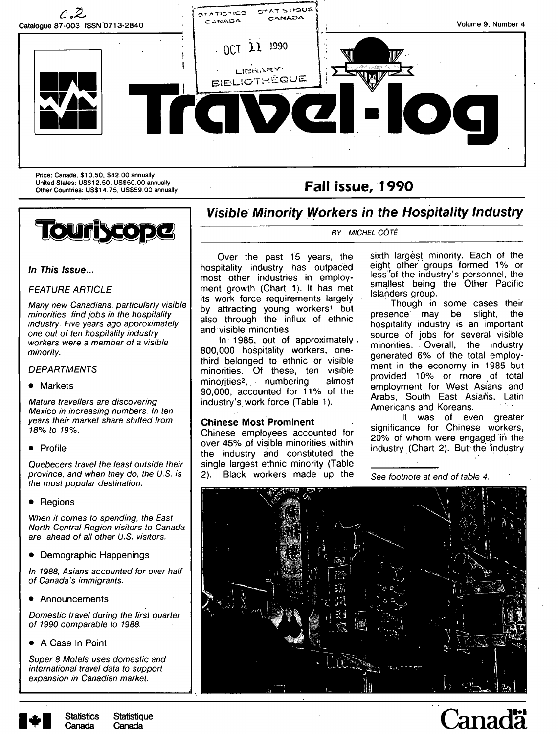Catalogue 87-003 ISSN 0713-2840

Volume 9, Number 4

# Travel-log

Price: Canada, $10.50, $42.00 annually
United States: US$12.50, US$50.00 annually
Other Countries: US$14.75, US$59.00 annually

**Fall issue, 1990**

## Touriscope

*In This Issue...*

*FEATURE ARTICLE*

*Many new Canadians, particularly visible minorities, find jobs in the hospitality industry. Five years ago approximately one out of ten hospitality industry workers were a member of a visible minority.*

*DEPARTMENTS*

- Markets

*Mature travellers are discovering Mexico in increasing numbers. In ten years their market share shifted from 18% to 19%.*

- Profile

*Quebecers travel the least outside their province, and when they do, the U.S. is the most popular destination.*

- Regions

*When it comes to spending, the East North Central Region visitors to Canada are ahead of all other U.S. visitors.*

- Demographic Happenings

*In 1988, Asians accounted for over half of Canada's immigrants.*

- Announcements

*Domestic travel during the first quarter of 1990 comparable to 1988.*

- A Case In Point

*Super 8 Motels uses domestic and international travel data to support expansion in Canadian market.*

## *Visible Minority Workers in the Hospitality Industry*

BY MICHEL CÔTÉ

Over the past 15 years, the hospitality industry has outpaced most other industries in employment growth (Chart 1). It has met its work force requirements largely by attracting young workers[1] but also through the influx of ethnic and visible minorities.

In 1985, out of approximately 800,000 hospitality workers, one-third belonged to ethnic or visible minorities. Of these, ten visible minorities[2], numbering almost 90,000, accounted for 11% of the industry's work force (Table 1).

### Chinese Most Prominent

Chinese employees accounted for over 45% of visible minorities within the industry and constituted the single largest ethnic minority (Table 2). Black workers made up the sixth largest minority. Each of the eight other groups formed 1% or less of the industry's personnel, the smallest being the Other Pacific Islanders group.

Though in some cases their presence may be slight, the hospitality industry is an important source of jobs for several visible minorities. Overall, the industry generated 6% of the total employment in the economy in 1985 but provided 10% or more of total employment for West Asians and Arabs, South East Asians, Latin Americans and Koreans.

It was of even greater significance for Chinese workers, 20% of whom were engaged in the industry (Chart 2). But the industry

---

See footnote at end of table 4.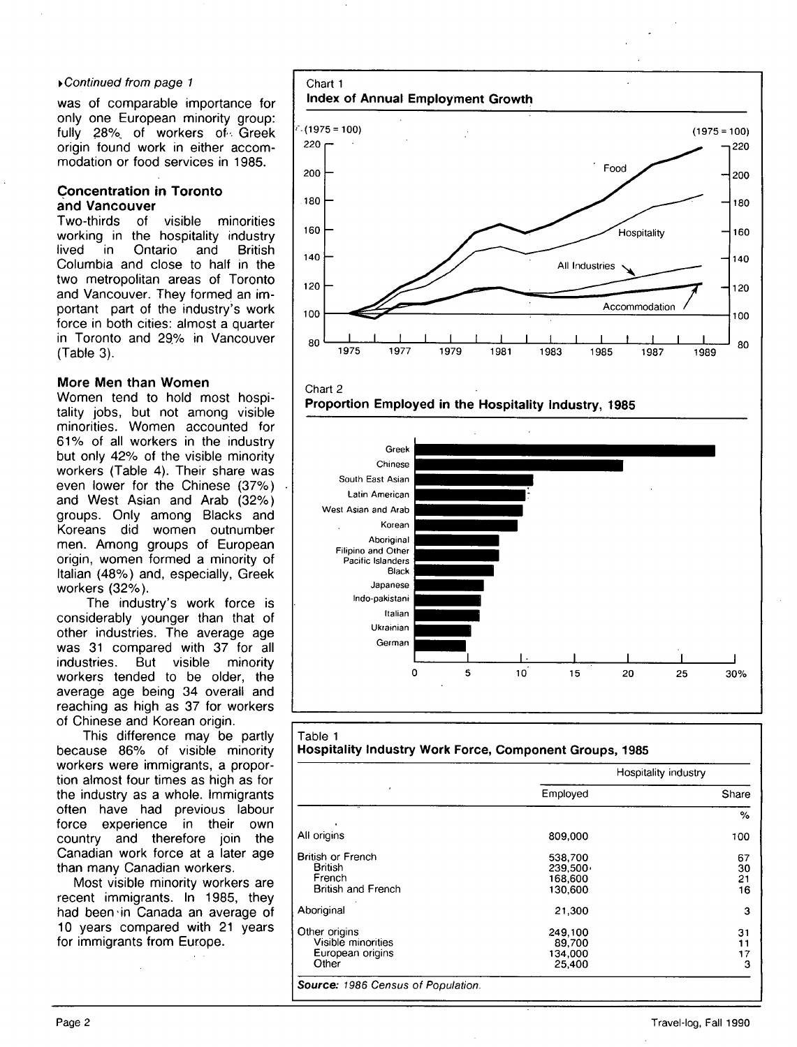▸*Continued from page 1*

was of comparable importance for only one European minority group: fully 28% of workers of Greek origin found work in either accommodation or food services in 1985.

### Concentration in Toronto and Vancouver

Two-thirds of visible minorities working in the hospitality industry lived in Ontario and British Columbia and close to half in the two metropolitan areas of Toronto and Vancouver. They formed an important part of the industry's work force in both cities: almost a quarter in Toronto and 29% in Vancouver (Table 3).

### More Men than Women

Women tend to hold most hospitality jobs, but not among visible minorities. Women accounted for 61% of all workers in the industry but only 42% of the visible minority workers (Table 4). Their share was even lower for the Chinese (37%) and West Asian and Arab (32%) groups. Only among Blacks and Koreans did women outnumber men. Among groups of European origin, women formed a minority of Italian (48%) and, especially, Greek workers (32%).

The industry's work force is considerably younger than that of other industries. The average age was 31 compared with 37 for all industries. But visible minority workers tended to be older, the average age being 34 overall and reaching as high as 37 for workers of Chinese and Korean origin.

This difference may be partly because 86% of visible minority workers were immigrants, a proportion almost four times as high as for the industry as a whole. Immigrants often have had previous labour force experience in their own country and therefore join the Canadian work force at a later age than many Canadian workers.

Most visible minority workers are recent immigrants. In 1985, they had been in Canada an average of 10 years compared with 21 years for immigrants from Europe.

Chart 1
**Index of Annual Employment Growth**

(1975 = 100)

Series: Food, Hospitality, All Industries, Accommodation; years 1975–1989.

Chart 2
**Proportion Employed in the Hospitality Industry, 1985**

Groups: Greek, Chinese, South East Asian, Latin American, West Asian and Arab, Korean, Aboriginal, Filipino and Other Pacific Islanders, Black, Japanese, Indo-pakistani, Italian, Ukrainian, German (scale 0–30%).

Table 1
**Hospitality Industry Work Force, Component Groups, 1985**

| | Hospitality industry | |
|---|---|---|
| | Employed | Share |
| | | % |
| All origins | 809,000 | 100 |
| British or French | 538,700 | 67 |
| British | 239,500 | 30 |
| French | 168,600 | 21 |
| British and French | 130,600 | 16 |
| Aboriginal | 21,300 | 3 |
| Other origins | 249,100 | 31 |
| Visible minorities | 89,700 | 11 |
| European origins | 134,000 | 17 |
| Other | 25,400 | 3 |

***Source:*** *1986 Census of Population.*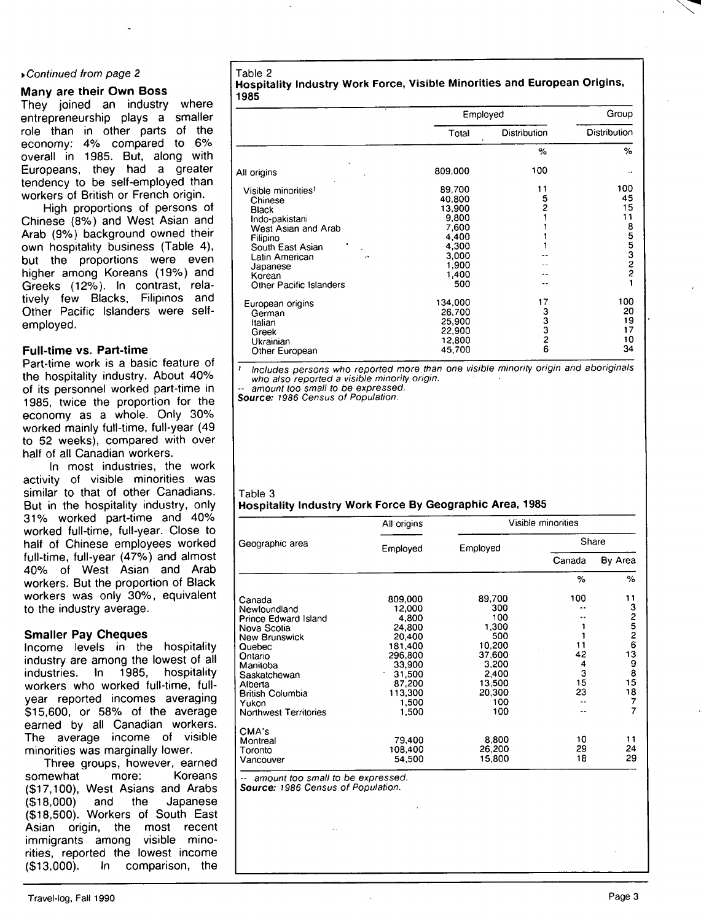*Continued from page 2*

### Many are their Own Boss

They joined an industry where entrepreneurship plays a smaller role than in other parts of the economy: 4% compared to 6% overall in 1985. But, along with Europeans, they had a greater tendency to be self-employed than workers of British or French origin.

High proportions of persons of Chinese (8%) and West Asian and Arab (9%) background owned their own hospitality business (Table 4), but the proportions were even higher among Koreans (19%) and Greeks (12%). In contrast, relatively few Blacks, Filipinos and Other Pacific Islanders were self-employed.

### Full-time vs. Part-time

Part-time work is a basic feature of the hospitality industry. About 40% of its personnel worked part-time in 1985, twice the proportion for the economy as a whole. Only 30% worked mainly full-time, full-year (49 to 52 weeks), compared with over half of all Canadian workers.

In most industries, the work activity of visible minorities was similar to that of other Canadians. But in the hospitality industry, only 31% worked part-time and 40% worked full-time, full-year. Close to half of Chinese employees worked full-time, full-year (47%) and almost 40% of West Asian and Arab workers. But the proportion of Black workers was only 30%, equivalent to the industry average.

### Smaller Pay Cheques

Income levels in the hospitality industry are among the lowest of all industries. In 1985, hospitality workers who worked full-time, full-year reported incomes averaging $15,600, or 58% of the average earned by all Canadian workers. The average income of visible minorities was marginally lower.

Three groups, however, earned somewhat more: Koreans ($17,100), West Asians and Arabs ($18,000) and the Japanese ($18,500). Workers of South East Asian origin, the most recent immigrants among visible minorities, reported the lowest income ($13,000). In comparison, the

Table 2
**Hospitality Industry Work Force, Visible Minorities and European Origins, 1985**

| | Employed | | Group |
|---|---|---|---|
| | Total | Distribution | Distribution |
| | | % | % |
| All origins | 809,000 | 100 | .. |
| Visible minorities[1] | 89,700 | 11 | 100 |
| Chinese | 40,800 | 5 | 45 |
| Black | 13,900 | 2 | 15 |
| Indo-pakistani | 9,800 | 1 | 11 |
| West Asian and Arab | 7,600 | 1 | 8 |
| Filipino | 4,400 | 1 | 5 |
| South East Asian | 4,300 | 1 | 5 |
| Latin American | 3,000 | -- | 3 |
| Japanese | 1,900 | -- | 2 |
| Korean | 1,400 | -- | 2 |
| Other Pacific Islanders | 500 | -- | 1 |
| European origins | 134,000 | 17 | 100 |
| German | 26,700 | 3 | 20 |
| Italian | 25,900 | 3 | 19 |
| Greek | 22,900 | 3 | 17 |
| Ukrainian | 12,800 | 2 | 10 |
| Other European | 45,700 | 6 | 34 |

[1] *Includes persons who reported more than one visible minority origin and aboriginals who also reported a visible minority origin.*
-- *amount too small to be expressed.*
**Source:** *1986 Census of Population.*

Table 3
**Hospitality Industry Work Force By Geographic Area, 1985**

| Geographic area | All origins | Visible minorities | | |
|---|---|---|---|---|
| | Employed | Employed | Share | |
| | | | Canada | By Area |
| | | | % | % |
| Canada | 809,000 | 89,700 | 100 | 11 |
| Newfoundland | 12,000 | 300 | -- | 3 |
| Prince Edward Island | 4,800 | 100 | -- | 2 |
| Nova Scotia | 24,800 | 1,300 | 1 | 5 |
| New Brunswick | 20,400 | 500 | 1 | 2 |
| Quebec | 181,400 | 10,200 | 11 | 6 |
| Ontario | 296,800 | 37,600 | 42 | 13 |
| Manitoba | 33,900 | 3,200 | 4 | 9 |
| Saskatchewan | 31,500 | 2,400 | 3 | 8 |
| Alberta | 87,200 | 13,500 | 15 | 15 |
| British Columbia | 113,300 | 20,300 | 23 | 18 |
| Yukon | 1,500 | 100 | -- | 7 |
| Northwest Territories | 1,500 | 100 | -- | 7 |
| CMA's | | | | |
| Montreal | 79,400 | 8,800 | 10 | 11 |
| Toronto | 108,400 | 26,200 | 29 | 24 |
| Vancouver | 54,500 | 15,800 | 18 | 29 |

-- *amount too small to be expressed.*
**Source:** *1986 Census of Population.*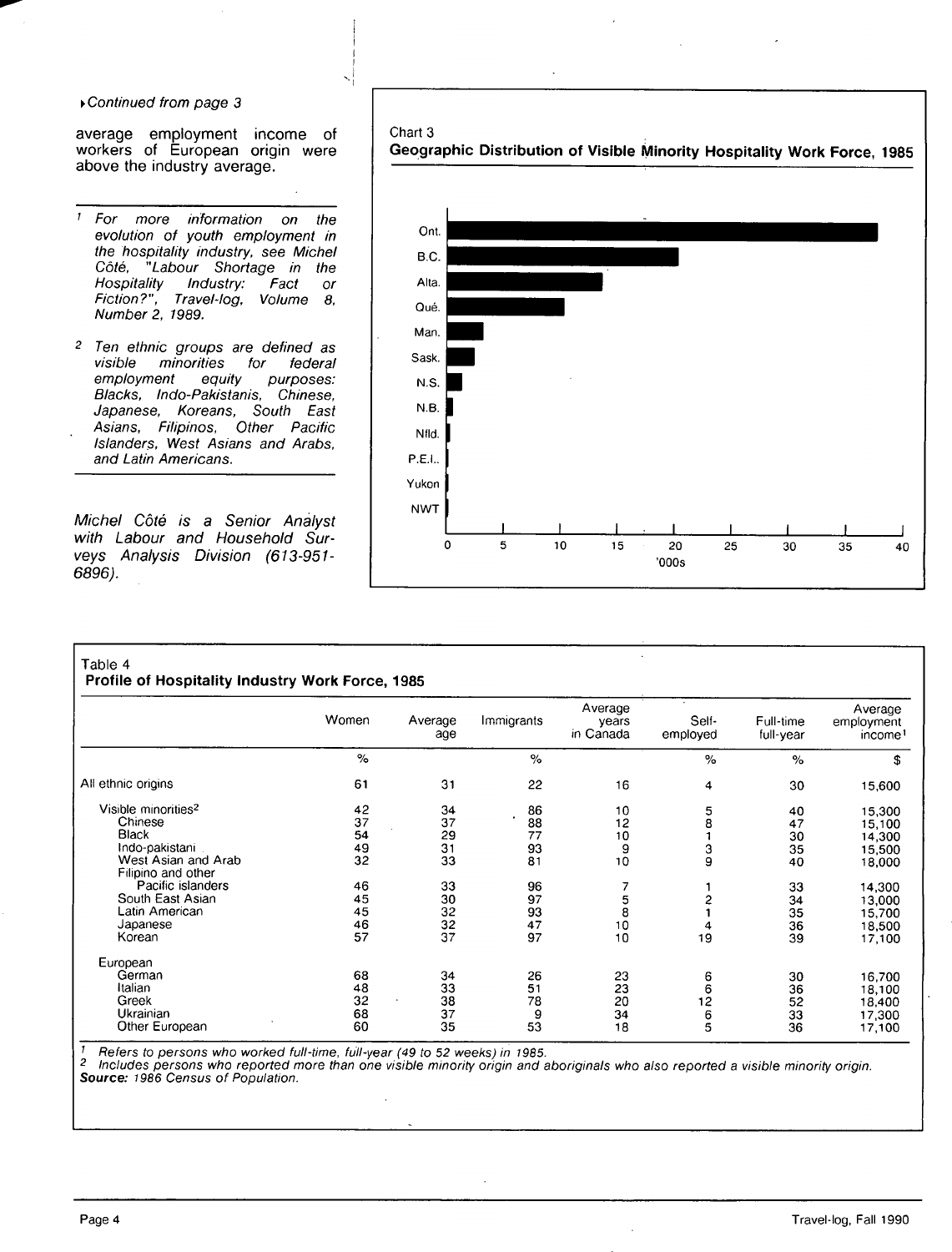▸*Continued from page 3*

average employment income of workers of European origin were above the industry average.

---

[1] *For more information on the evolution of youth employment in the hospitality industry, see Michel Côté, "Labour Shortage in the Hospitality Industry: Fact or Fiction?", Travel-log, Volume 8, Number 2, 1989.*

[2] *Ten ethnic groups are defined as visible minorities for federal employment equity purposes: Blacks, Indo-Pakistanis, Chinese, Japanese, Koreans, South East Asians, Filipinos, Other Pacific Islanders, West Asians and Arabs, and Latin Americans.*

---

*Michel Côté is a Senior Analyst with Labour and Household Surveys Analysis Division (613-951-6896).*

Chart 3
**Geographic Distribution of Visible Minority Hospitality Work Force, 1985**

Ont., B.C., Alta., Qué., Man., Sask., N.S., N.B., Nfld., P.E.I., Yukon, NWT

0 5 10 15 20 25 30 35 40
'000s

Table 4
**Profile of Hospitality Industry Work Force, 1985**

| | Women | Average age | Immigrants | Average years in Canada | Self-employed | Full-time full-year | Average employment income[1] |
|---|---|---|---|---|---|---|---|
| | % | | % | | % | % | $ |
| All ethnic origins | 61 | 31 | 22 | 16 | 4 | 30 | 15,600 |
| Visible minorities[2] | 42 | 34 | 86 | 10 | 5 | 40 | 15,300 |
| Chinese | 37 | 37 | 88 | 12 | 8 | 47 | 15,100 |
| Black | 54 | 29 | 77 | 10 | 1 | 30 | 14,300 |
| Indo-pakistani | 49 | 31 | 93 | 9 | 3 | 35 | 15,500 |
| West Asian and Arab | 32 | 33 | 81 | 10 | 9 | 40 | 18,000 |
| Filipino and other Pacific islanders | 46 | 33 | 96 | 7 | 1 | 33 | 14,300 |
| South East Asian | 45 | 30 | 97 | 5 | 2 | 34 | 13,000 |
| Latin American | 45 | 32 | 93 | 8 | 1 | 35 | 15,700 |
| Japanese | 46 | 32 | 47 | 10 | 4 | 36 | 18,500 |
| Korean | 57 | 37 | 97 | 10 | 19 | 39 | 17,100 |
| European | | | | | | | |
| German | 68 | 34 | 26 | 23 | 6 | 30 | 16,700 |
| Italian | 48 | 33 | 51 | 23 | 6 | 36 | 18,100 |
| Greek | 32 | 38 | 78 | 20 | 12 | 52 | 18,400 |
| Ukrainian | 68 | 37 | 9 | 34 | 6 | 33 | 17,300 |
| Other European | 60 | 35 | 53 | 18 | 5 | 36 | 17,100 |

[1] Refers to persons who worked full-time, full-year (49 to 52 weeks) in 1985.
[2] Includes persons who reported more than one visible minority origin and aboriginals who also reported a visible minority origin.
**Source:** 1986 Census of Population.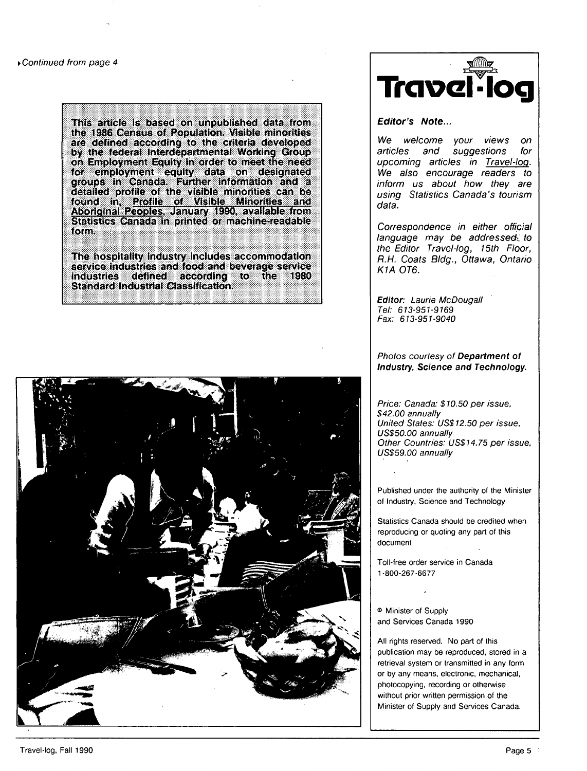▸*Continued from page 4*

This article is based on unpublished data from the 1986 Census of Population. Visible minorities are defined according to the criteria developed by the federal Interdepartmental Working Group on Employment Equity in order to meet the need for employment equity data on designated groups in Canada. Further information and a detailed profile of the visible minorities can be found in, Profile of Visible Minorities and Aboriginal Peoples, January 1990, available from Statistics Canada in printed or machine-readable form.

The hospitality industry includes accommodation service industries and food and beverage service industries defined according to the 1980 Standard Industrial Classification.

# Travel-log

***Editor's Note...***

*We welcome your views on articles and suggestions for upcoming articles in Travel-log. We also encourage readers to inform us about how they are using Statistics Canada's tourism data.*

*Correspondence in either official language may be addressed to the Editor Travel-log, 15th Floor, R.H. Coats Bldg., Ottawa, Ontario K1A 0T6.*

***Editor:*** *Laurie McDougall*
*Tel: 613-951-9169*
*Fax: 613-951-9040*

*Photos courtesy of* ***Department of Industry, Science and Technology.***

*Price: Canada: $10.50 per issue, $42.00 annually*
*United States: US$12.50 per issue, US$50.00 annually*
*Other Countries: US$14.75 per issue, US$59.00 annually*

Published under the authority of the Minister of Industry, Science and Technology

Statistics Canada should be credited when reproducing or quoting any part of this document

Toll-free order service in Canada
1-800-267-6677

© Minister of Supply and Services Canada 1990

All rights reserved. No part of this publication may be reproduced, stored in a retrieval system or transmitted in any form or by any means, electronic, mechanical, photocopying, recording or otherwise without prior written permission of the Minister of Supply and Services Canada.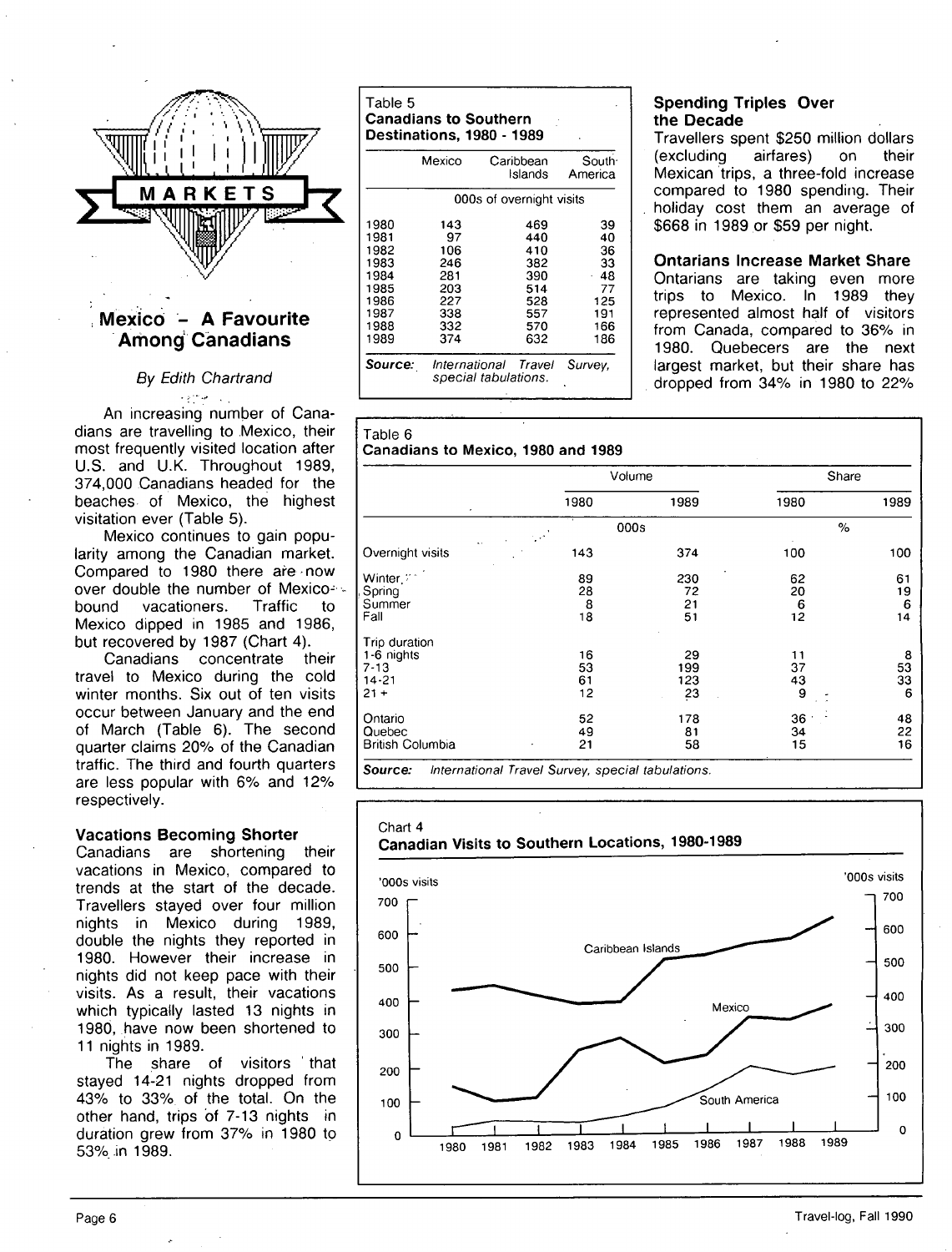MARKETS

# Mexico – A Favourite Among Canadians

*By Edith Chartrand*

An increasing number of Canadians are travelling to Mexico, their most frequently visited location after U.S. and U.K. Throughout 1989, 374,000 Canadians headed for the beaches of Mexico, the highest visitation ever (Table 5).

Mexico continues to gain popularity among the Canadian market. Compared to 1980 there are now over double the number of Mexico-bound vacationers. Traffic to Mexico dipped in 1985 and 1986, but recovered by 1987 (Chart 4).

Canadians concentrate their travel to Mexico during the cold winter months. Six out of ten visits occur between January and the end of March (Table 6). The second quarter claims 20% of the Canadian traffic. The third and fourth quarters are less popular with 6% and 12% respectively.

### Vacations Becoming Shorter

Canadians are shortening their vacations in Mexico, compared to trends at the start of the decade. Travellers stayed over four million nights in Mexico during 1989, double the nights they reported in 1980. However their increase in nights did not keep pace with their visits. As a result, their vacations which typically lasted 13 nights in 1980, have now been shortened to 11 nights in 1989.

The share of visitors that stayed 14-21 nights dropped from 43% to 33% of the total. On the other hand, trips of 7-13 nights in duration grew from 37% in 1980 to 53% in 1989.

**Table 5**
**Canadians to Southern Destinations, 1980 - 1989**

| | Mexico | Caribbean Islands | South America |
|---|---|---|---|
| | 000s of overnight visits | | |
| 1980 | 143 | 469 | 39 |
| 1981 | 97 | 440 | 40 |
| 1982 | 106 | 410 | 36 |
| 1983 | 246 | 382 | 33 |
| 1984 | 281 | 390 | 48 |
| 1985 | 203 | 514 | 77 |
| 1986 | 227 | 528 | 125 |
| 1987 | 338 | 557 | 191 |
| 1988 | 332 | 570 | 166 |
| 1989 | 374 | 632 | 186 |

**Source:** *International Travel Survey, special tabulations.*

### Spending Triples Over the Decade

Travellers spent $250 million dollars (excluding airfares) on their Mexican trips, a three-fold increase compared to 1980 spending. Their holiday cost them an average of $668 in 1989 or $59 per night.

### Ontarians Increase Market Share

Ontarians are taking even more trips to Mexico. In 1989 they represented almost half of visitors from Canada, compared to 36% in 1980. Quebecers are the next largest market, but their share has dropped from 34% in 1980 to 22%

**Table 6**
**Canadians to Mexico, 1980 and 1989**

| | Volume | | Share | |
|---|---|---|---|---|
| | 1980 | 1989 | 1980 | 1989 |
| | 000s | | % | |
| Overnight visits | 143 | 374 | 100 | 100 |
| Winter | 89 | 230 | 62 | 61 |
| Spring | 28 | 72 | 20 | 19 |
| Summer | 8 | 21 | 6 | 6 |
| Fall | 18 | 51 | 12 | 14 |
| Trip duration | | | | |
| 1-6 nights | 16 | 29 | 11 | 8 |
| 7-13 | 53 | 199 | 37 | 53 |
| 14-21 | 61 | 123 | 43 | 33 |
| 21+ | 12 | 23 | 9 | 6 |
| Ontario | 52 | 178 | 36 | 48 |
| Quebec | 49 | 81 | 34 | 22 |
| British Columbia | 21 | 58 | 15 | 16 |

**Source:** *International Travel Survey, special tabulations.*

**Chart 4**
**Canadian Visits to Southern Locations, 1980-1989**

'000s visits — Caribbean Islands, Mexico, South America, 1980–1989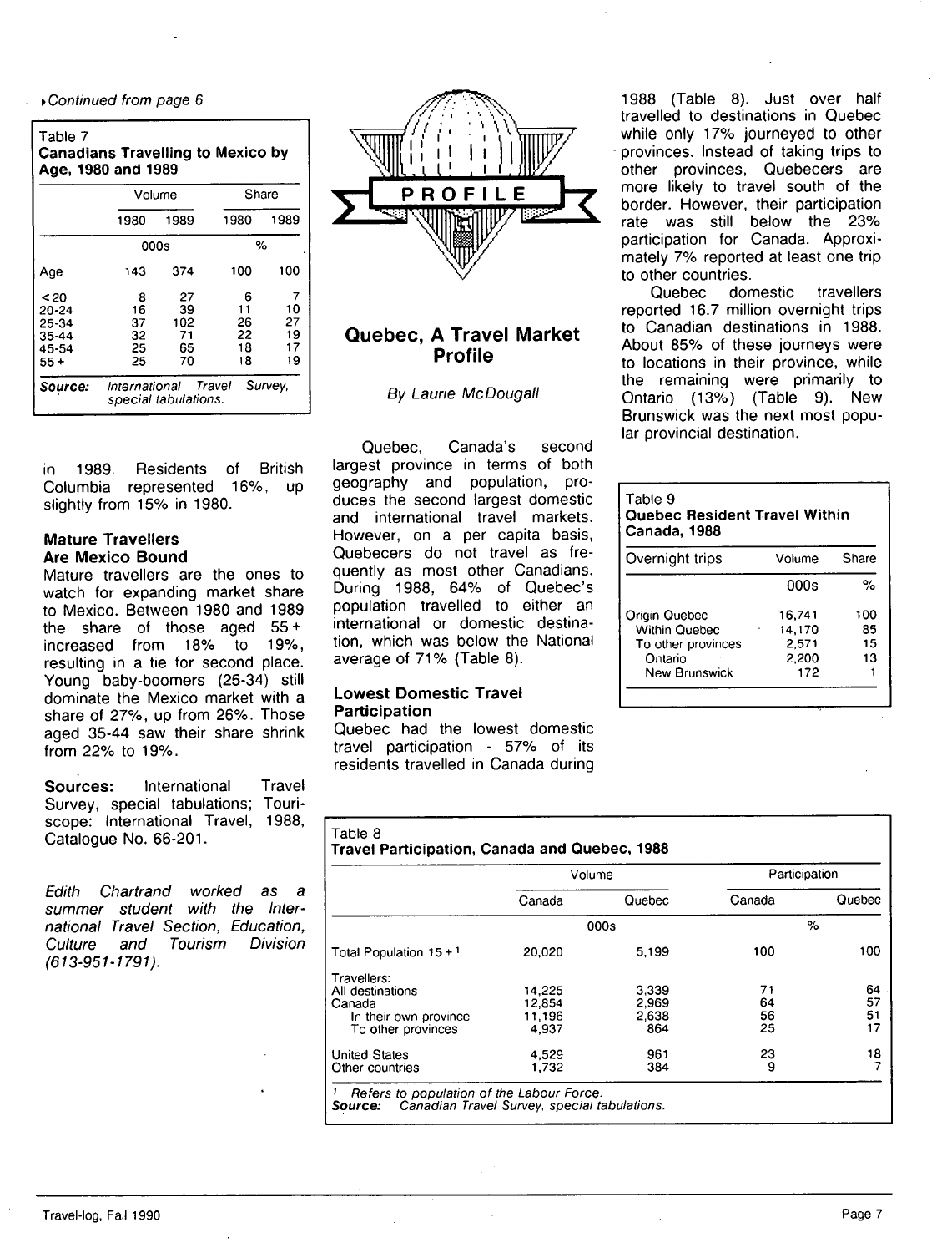*Continued from page 6*

Table 7
**Canadians Travelling to Mexico by Age, 1980 and 1989**

| | Volume | | Share | |
|---|---|---|---|---|
| | 1980 | 1989 | 1980 | 1989 |
| | 000s | | % | |
| Age | 143 | 374 | 100 | 100 |
| < 20 | 8 | 27 | 6 | 7 |
| 20-24 | 16 | 39 | 11 | 10 |
| 25-34 | 37 | 102 | 26 | 27 |
| 35-44 | 32 | 71 | 22 | 19 |
| 45-54 | 25 | 65 | 18 | 17 |
| 55 + | 25 | 70 | 18 | 19 |

**Source:** *International Travel Survey, special tabulations.*

in 1989. Residents of British Columbia represented 16%, up slightly from 15% in 1980.

### Mature Travellers Are Mexico Bound

Mature travellers are the ones to watch for expanding market share to Mexico. Between 1980 and 1989 the share of those aged 55+ increased from 18% to 19%, resulting in a tie for second place. Young baby-boomers (25-34) still dominate the Mexico market with a share of 27%, up from 26%. Those aged 35-44 saw their share shrink from 22% to 19%.

**Sources:** International Travel Survey, special tabulations; Touriscope: International Travel, 1988, Catalogue No. 66-201.

*Edith Chartrand worked as a summer student with the International Travel Section, Education, Culture and Tourism Division (613-951-1791).*

PROFILE

## Quebec, A Travel Market Profile

*By Laurie McDougall*

Quebec, Canada's second largest province in terms of both geography and population, produces the second largest domestic and international travel markets. However, on a per capita basis, Quebecers do not travel as frequently as most other Canadians. During 1988, 64% of Quebec's population travelled to either an international or domestic destination, which was below the National average of 71% (Table 8).

### Lowest Domestic Travel Participation

Quebec had the lowest domestic travel participation - 57% of its residents travelled in Canada during 1988 (Table 8). Just over half travelled to destinations in Quebec while only 17% journeyed to other provinces. Instead of taking trips to other provinces, Quebecers are more likely to travel south of the border. However, their participation rate was still below the 23% participation for Canada. Approximately 7% reported at least one trip to other countries.

Quebec domestic travellers reported 16.7 million overnight trips to Canadian destinations in 1988. About 85% of these journeys were to locations in their province, while the remaining were primarily to Ontario (13%) (Table 9). New Brunswick was the next most popular provincial destination.

Table 9
**Quebec Resident Travel Within Canada, 1988**

| Overnight trips | Volume | Share |
|---|---|---|
| | 000s | % |
| Origin Quebec | 16,741 | 100 |
| Within Quebec | 14,170 | 85 |
| To other provinces | 2,571 | 15 |
| Ontario | 2,200 | 13 |
| New Brunswick | 172 | 1 |

Table 8
**Travel Participation, Canada and Quebec, 1988**

| | Volume | | Participation | |
|---|---|---|---|---|
| | Canada | Quebec | Canada | Quebec |
| | 000s | | % | |
| Total Population 15 + [1] | 20,020 | 5,199 | 100 | 100 |
| Travellers: | | | | |
| All destinations | 14,225 | 3,339 | 71 | 64 |
| Canada | 12,854 | 2,969 | 64 | 57 |
| In their own province | 11,196 | 2,638 | 56 | 51 |
| To other provinces | 4,937 | 864 | 25 | 17 |
| United States | 4,529 | 961 | 23 | 18 |
| Other countries | 1,732 | 384 | 9 | 7 |

[1] *Refers to population of the Labour Force.*
**Source:** *Canadian Travel Survey, special tabulations.*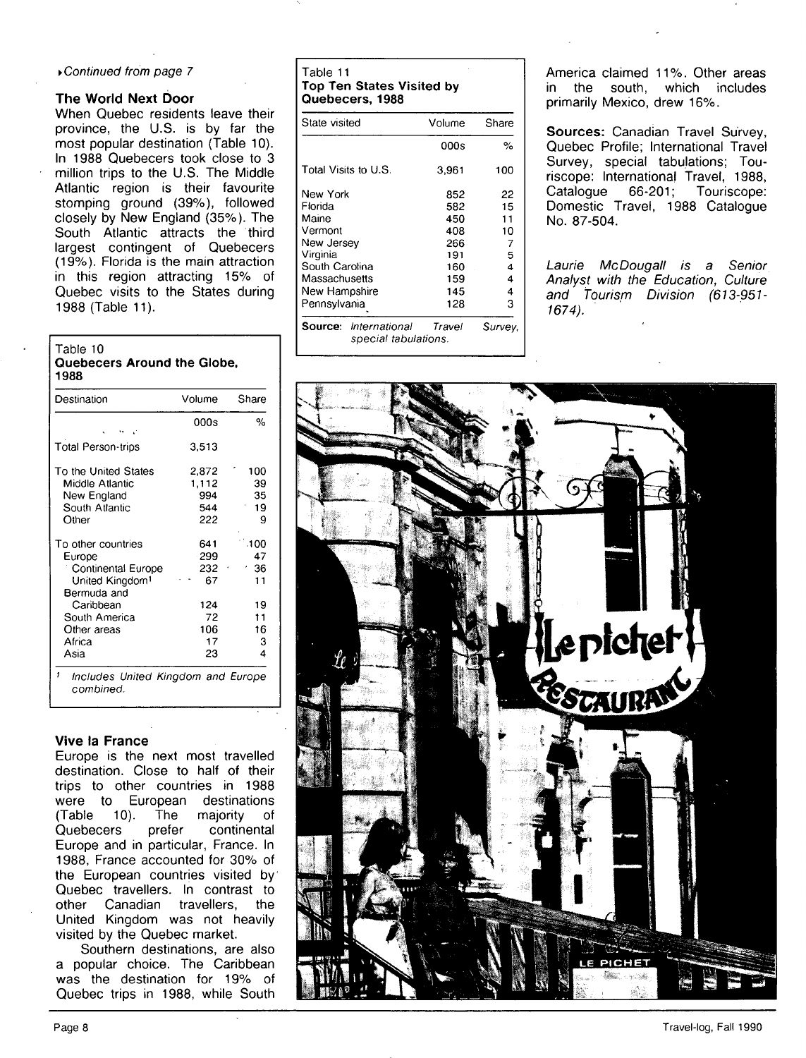*Continued from page 7*

### The World Next Door

When Quebec residents leave their province, the U.S. is by far the most popular destination (Table 10). In 1988 Quebecers took close to 3 million trips to the U.S. The Middle Atlantic region is their favourite stomping ground (39%), followed closely by New England (35%). The South Atlantic attracts the third largest contingent of Quebecers (19%). Florida is the main attraction in this region attracting 15% of Quebec visits to the States during 1988 (Table 11).

Table 10
**Quebecers Around the Globe, 1988**

| Destination | Volume | Share |
|---|---|---|
| | 000s | % |
| Total Person-trips | 3,513 | |
| To the United States | 2,872 | 100 |
| Middle Atlantic | 1,112 | 39 |
| New England | 994 | 35 |
| South Atlantic | 544 | 19 |
| Other | 222 | 9 |
| To other countries | 641 | 100 |
| Europe | 299 | 47 |
| Continental Europe | 232 | 36 |
| United Kingdom[1] | 67 | 11 |
| Bermuda and Caribbean | 124 | 19 |
| South America | 72 | 11 |
| Other areas | 106 | 16 |
| Africa | 17 | 3 |
| Asia | 23 | 4 |

[1] *Includes United Kingdom and Europe combined.*

### Vive la France

Europe is the next most travelled destination. Close to half of their trips to other countries in 1988 were to European destinations (Table 10). The majority of Quebecers prefer continental Europe and in particular, France. In 1988, France accounted for 30% of the European countries visited by Quebec travellers. In contrast to other Canadian travellers, the United Kingdom was not heavily visited by the Quebec market.

Southern destinations, are also a popular choice. The Caribbean was the destination for 19% of Quebec trips in 1988, while South America claimed 11%. Other areas in the south, which includes primarily Mexico, drew 16%.

Table 11
**Top Ten States Visited by Quebecers, 1988**

| State visited | Volume | Share |
|---|---|---|
| | 000s | % |
| Total Visits to U.S. | 3,961 | 100 |
| New York | 852 | 22 |
| Florida | 582 | 15 |
| Maine | 450 | 11 |
| Vermont | 408 | 10 |
| New Jersey | 266 | 7 |
| Virginia | 191 | 5 |
| South Carolina | 160 | 4 |
| Massachusetts | 159 | 4 |
| New Hampshire | 145 | 4 |
| Pennsylvania | 128 | 3 |

**Source:** *International Travel Survey, special tabulations.*

**Sources:** Canadian Travel Survey, Quebec Profile; International Travel Survey, special tabulations; Touriscope: International Travel, 1988, Catalogue 66-201; Touriscope: Domestic Travel, 1988 Catalogue No. 87-504.

*Laurie McDougall is a Senior Analyst with the Education, Culture and Tourism Division (613-951-1674).*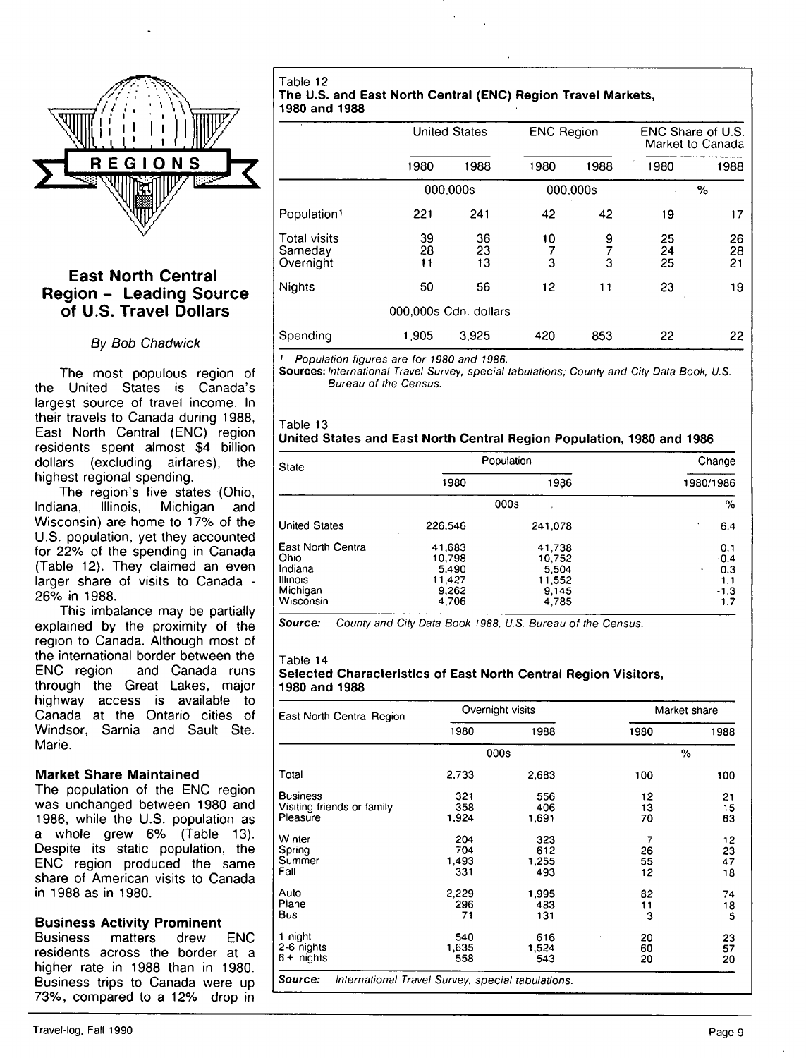# East North Central Region - Leading Source of U.S. Travel Dollars

*By Bob Chadwick*

The most populous region of the United States is Canada's largest source of travel income. In their travels to Canada during 1988, East North Central (ENC) region residents spent almost $4 billion dollars (excluding airfares), the highest regional spending.

The region's five states (Ohio, Indiana, Illinois, Michigan and Wisconsin) are home to 17% of the U.S. population, yet they accounted for 22% of the spending in Canada (Table 12). They claimed an even larger share of visits to Canada - 26% in 1988.

This imbalance may be partially explained by the proximity of the region to Canada. Although most of the international border between the ENC region and Canada runs through the Great Lakes, major highway access is available to Canada at the Ontario cities of Windsor, Sarnia and Sault Ste. Marie.

### Market Share Maintained

The population of the ENC region was unchanged between 1980 and 1986, while the U.S. population as a whole grew 6% (Table 13). Despite its static population, the ENC region produced the same share of American visits to Canada in 1988 as in 1980.

### Business Activity Prominent

Business matters drew ENC residents across the border at a higher rate in 1988 than in 1980. Business trips to Canada were up 73%, compared to a 12% drop in

Table 12
**The U.S. and East North Central (ENC) Region Travel Markets, 1980 and 1988**

| | United States | | ENC Region | | ENC Share of U.S. Market to Canada | |
|---|---|---|---|---|---|---|
| | 1980 | 1988 | 1980 | 1988 | 1980 | 1988 |
| | 000,000s | | 000,000s | | % | |
| Population[1] | 221 | 241 | 42 | 42 | 19 | 17 |
| Total visits | 39 | 36 | 10 | 9 | 25 | 26 |
| Sameday | 28 | 23 | 7 | 7 | 24 | 28 |
| Overnight | 11 | 13 | 3 | 3 | 25 | 21 |
| Nights | 50 | 56 | 12 | 11 | 23 | 19 |
| | 000,000s Cdn. dollars | | | | | |
| Spending | 1,905 | 3,925 | 420 | 853 | 22 | 22 |

[1] *Population figures are for 1980 and 1986.*

**Sources:** *International Travel Survey, special tabulations; County and City Data Book, U.S. Bureau of the Census.*

Table 13
**United States and East North Central Region Population, 1980 and 1986**

| State | Population | | Change |
|---|---|---|---|
| | 1980 | 1986 | 1980/1986 |
| | 000s | | % |
| United States | 226,546 | 241,078 | 6.4 |
| East North Central | 41,683 | 41,738 | 0.1 |
| Ohio | 10,798 | 10,752 | -0.4 |
| Indiana | 5,490 | 5,504 | 0.3 |
| Illinois | 11,427 | 11,552 | 1.1 |
| Michigan | 9,262 | 9,145 | -1.3 |
| Wisconsin | 4,706 | 4,785 | 1.7 |

**Source:** *County and City Data Book 1988, U.S. Bureau of the Census.*

Table 14
**Selected Characteristics of East North Central Region Visitors, 1980 and 1988**

| East North Central Region | Overnight visits | | Market share | |
|---|---|---|---|---|
| | 1980 | 1988 | 1980 | 1988 |
| | 000s | | % | |
| Total | 2,733 | 2,683 | 100 | 100 |
| Business | 321 | 556 | 12 | 21 |
| Visiting friends or family | 358 | 406 | 13 | 15 |
| Pleasure | 1,924 | 1,691 | 70 | 63 |
| Winter | 204 | 323 | 7 | 12 |
| Spring | 704 | 612 | 26 | 23 |
| Summer | 1,493 | 1,255 | 55 | 47 |
| Fall | 331 | 493 | 12 | 18 |
| Auto | 2,229 | 1,995 | 82 | 74 |
| Plane | 296 | 483 | 11 | 18 |
| Bus | 71 | 131 | 3 | 5 |
| 1 night | 540 | 616 | 20 | 23 |
| 2-6 nights | 1,635 | 1,524 | 60 | 57 |
| 6+ nights | 558 | 543 | 20 | 20 |

**Source:** *International Travel Survey, special tabulations.*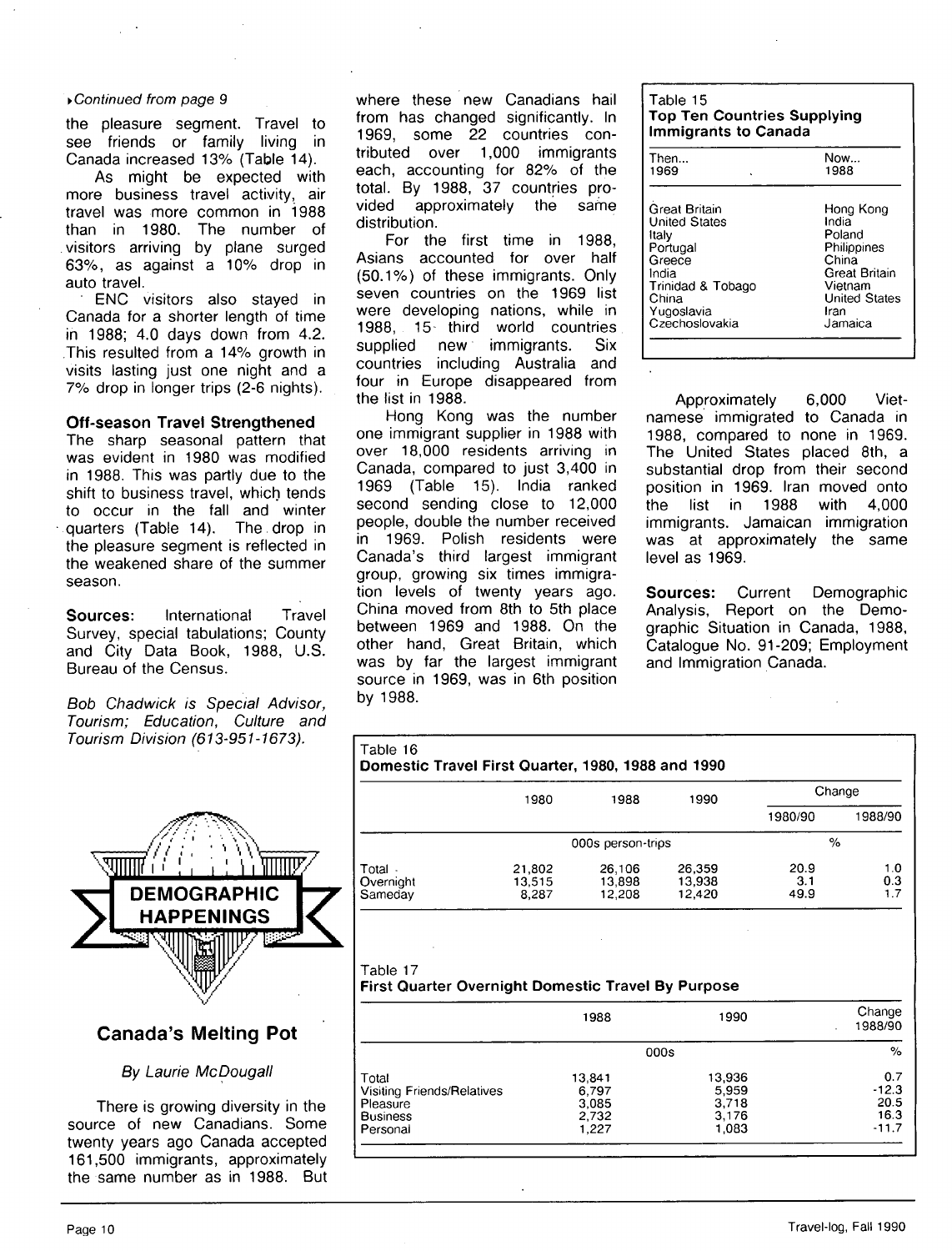*Continued from page 9*

the pleasure segment. Travel to see friends or family living in Canada increased 13% (Table 14).

As might be expected with more business travel activity, air travel was more common in 1988 than in 1980. The number of visitors arriving by plane surged 63%, as against a 10% drop in auto travel.

ENC visitors also stayed in Canada for a shorter length of time in 1988; 4.0 days down from 4.2. This resulted from a 14% growth in visits lasting just one night and a 7% drop in longer trips (2-6 nights).

### Off-season Travel Strengthened

The sharp seasonal pattern that was evident in 1980 was modified in 1988. This was partly due to the shift to business travel, which tends to occur in the fall and winter quarters (Table 14). The drop in the pleasure segment is reflected in the weakened share of the summer season.

**Sources:** International Travel Survey, special tabulations; County and City Data Book, 1988, U.S. Bureau of the Census.

*Bob Chadwick is Special Advisor, Tourism; Education, Culture and Tourism Division (613-951-1673).*

DEMOGRAPHIC HAPPENINGS

## Canada's Melting Pot

*By Laurie McDougall*

There is growing diversity in the source of new Canadians. Some twenty years ago Canada accepted 161,500 immigrants, approximately the same number as in 1988. But where these new Canadians hail from has changed significantly. In 1969, some 22 countries contributed over 1,000 immigrants each, accounting for 82% of the total. By 1988, 37 countries provided approximately the same distribution.

For the first time in 1988, Asians accounted for over half (50.1%) of these immigrants. Only seven countries on the 1969 list were developing nations, while in 1988, 15 third world countries supplied new immigrants. Six countries including Australia and four in Europe disappeared from the list in 1988.

Hong Kong was the number one immigrant supplier in 1988 with over 18,000 residents arriving in Canada, compared to just 3,400 in 1969 (Table 15). India ranked second sending close to 12,000 people, double the number received in 1969. Polish residents were Canada's third largest immigrant group, growing six times immigration levels of twenty years ago. China moved from 8th to 5th place between 1969 and 1988. On the other hand, Great Britain, which was by far the largest immigrant source in 1969, was in 6th position by 1988.

Table 15
**Top Ten Countries Supplying Immigrants to Canada**

| Then... 1969 | Now... 1988 |
|---|---|
| Great Britain | Hong Kong |
| United States | India |
| Italy | Poland |
| Portugal | Philippines |
| Greece | China |
| India | Great Britain |
| Trinidad & Tobago | Vietnam |
| China | United States |
| Yugoslavia | Iran |
| Czechoslovakia | Jamaica |

Approximately 6,000 Vietnamese immigrated to Canada in 1988, compared to none in 1969. The United States placed 8th, a substantial drop from their second position in 1969. Iran moved onto the list in 1988 with 4,000 immigrants. Jamaican immigration was at approximately the same level as 1969.

**Sources:** Current Demographic Analysis, Report on the Demographic Situation in Canada, 1988, Catalogue No. 91-209; Employment and Immigration Canada.

Table 16
**Domestic Travel First Quarter, 1980, 1988 and 1990**

| | 1980 | 1988 | 1990 | Change 1980/90 | Change 1988/90 |
|---|---|---|---|---|---|
| | 000s person-trips | | | % | |
| Total | 21,802 | 26,106 | 26,359 | 20.9 | 1.0 |
| Overnight | 13,515 | 13,898 | 13,938 | 3.1 | 0.3 |
| Sameday | 8,287 | 12,208 | 12,420 | 49.9 | 1.7 |

Table 17
**First Quarter Overnight Domestic Travel By Purpose**

| | 1988 | 1990 | Change 1988/90 |
|---|---|---|---|
| | 000s | | % |
| Total | 13,841 | 13,936 | 0.7 |
| Visiting Friends/Relatives | 6,797 | 5,959 | -12.3 |
| Pleasure | 3,085 | 3,718 | 20.5 |
| Business | 2,732 | 3,176 | 16.3 |
| Personal | 1,227 | 1,083 | -11.7 |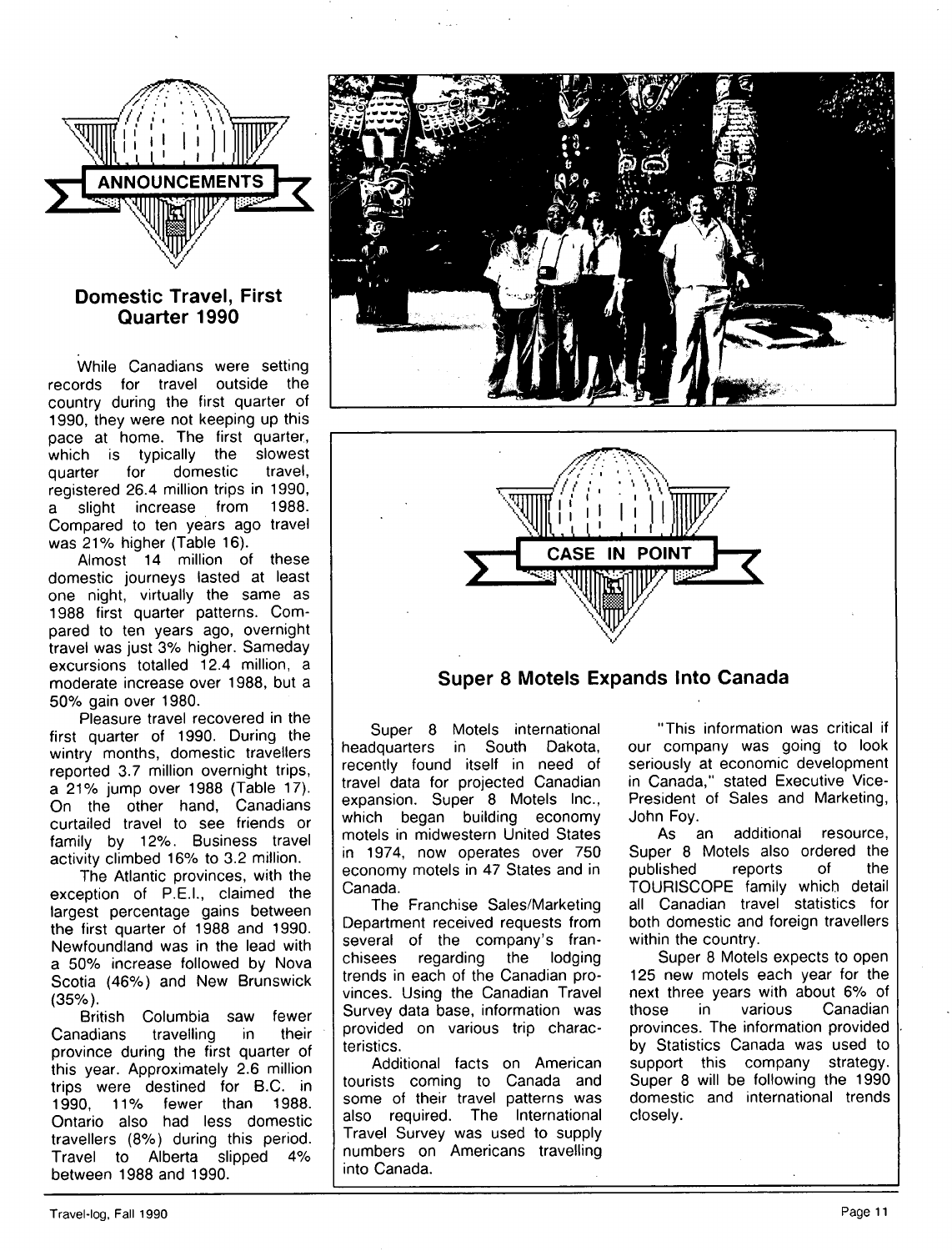ANNOUNCEMENTS

## Domestic Travel, First Quarter 1990

While Canadians were setting records for travel outside the country during the first quarter of 1990, they were not keeping up this pace at home. The first quarter, which is typically the slowest quarter for domestic travel, registered 26.4 million trips in 1990, a slight increase from 1988. Compared to ten years ago travel was 21% higher (Table 16).

Almost 14 million of these domestic journeys lasted at least one night, virtually the same as 1988 first quarter patterns. Compared to ten years ago, overnight travel was just 3% higher. Sameday excursions totalled 12.4 million, a moderate increase over 1988, but a 50% gain over 1980.

Pleasure travel recovered in the first quarter of 1990. During the wintry months, domestic travellers reported 3.7 million overnight trips, a 21% jump over 1988 (Table 17). On the other hand, Canadians curtailed travel to see friends or family by 12%. Business travel activity climbed 16% to 3.2 million.

The Atlantic provinces, with the exception of P.E.I., claimed the largest percentage gains between the first quarter of 1988 and 1990. Newfoundland was in the lead with a 50% increase followed by Nova Scotia (46%) and New Brunswick (35%).

British Columbia saw fewer Canadians travelling in their province during the first quarter of this year. Approximately 2.6 million trips were destined for B.C. in 1990, 11% fewer than 1988. Ontario also had less domestic travellers (8%) during this period. Travel to Alberta slipped 4% between 1988 and 1990.

CASE IN POINT

## Super 8 Motels Expands Into Canada

Super 8 Motels international headquarters in South Dakota, recently found itself in need of travel data for projected Canadian expansion. Super 8 Motels Inc., which began building economy motels in midwestern United States in 1974, now operates over 750 economy motels in 47 States and in Canada.

The Franchise Sales/Marketing Department received requests from several of the company's franchisees regarding the lodging trends in each of the Canadian provinces. Using the Canadian Travel Survey data base, information was provided on various trip characteristics.

Additional facts on American tourists coming to Canada and some of their travel patterns was also required. The International Travel Survey was used to supply numbers on Americans travelling into Canada.

"This information was critical if our company was going to look seriously at economic development in Canada," stated Executive Vice-President of Sales and Marketing, John Foy.

As an additional resource, Super 8 Motels also ordered the published reports of the TOURISCOPE family which detail all Canadian travel statistics for both domestic and foreign travellers within the country.

Super 8 Motels expects to open 125 new motels each year for the next three years with about 6% of those in various Canadian provinces. The information provided by Statistics Canada was used to support this company strategy. Super 8 will be following the 1990 domestic and international trends closely.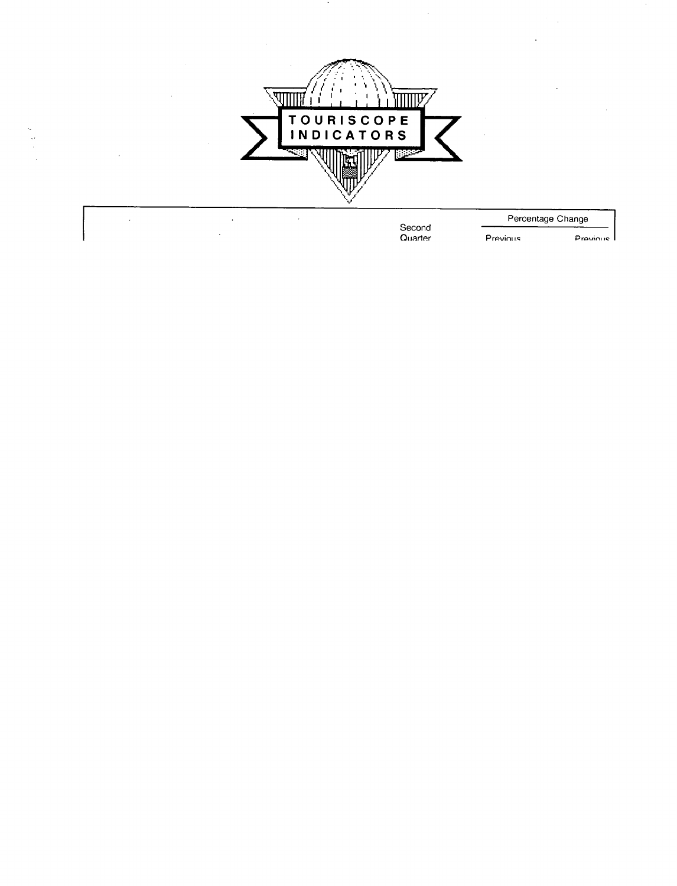TOURISCOPE INDICATORS

| | Second Quarter | Percentage Change | |
|---|---|---|---|
| | | Previous | Previous |